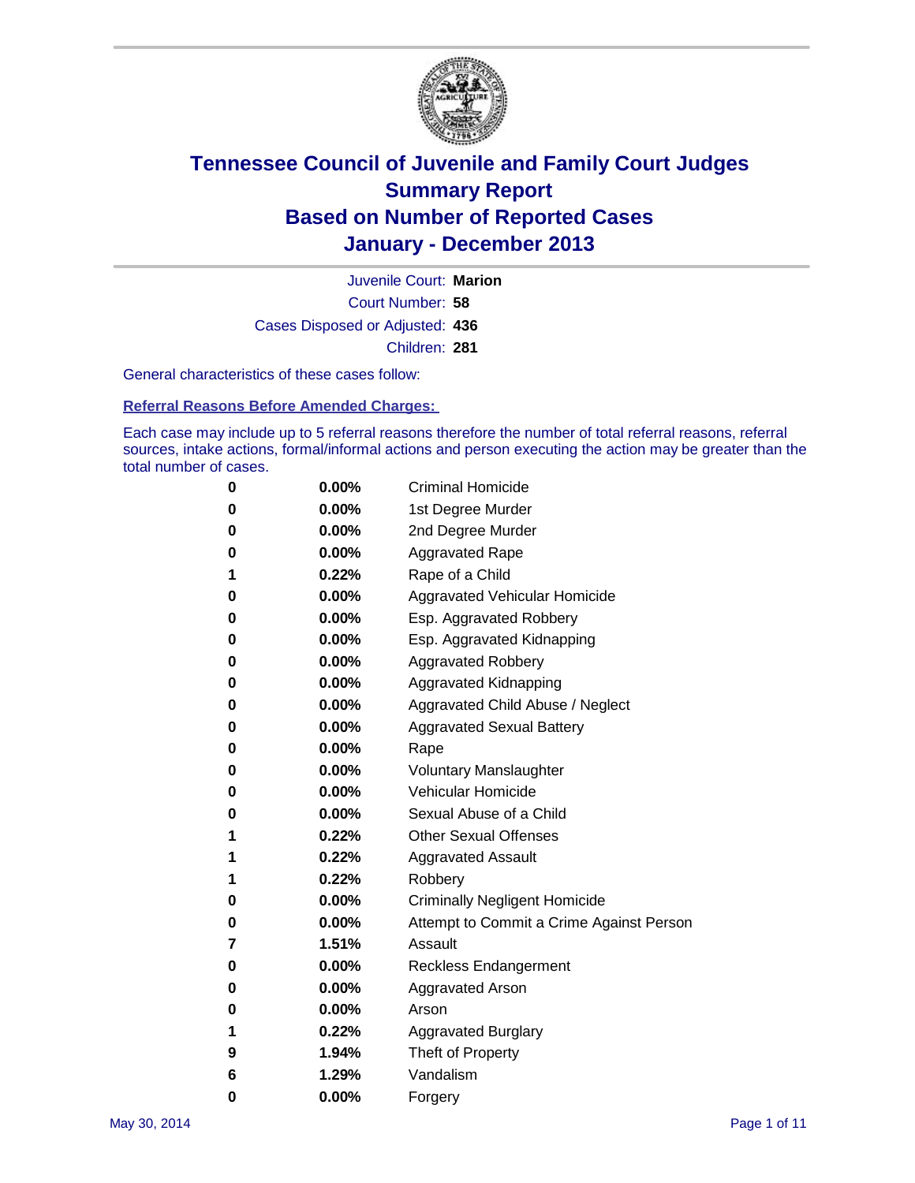# Tennessee Council of Juvenile and Family Court Judges
## Summary Report
## Based on Number of Reported Cases
## January - December 2013

Juvenile Court: **Marion**
Court Number: **58**
Cases Disposed or Adjusted: **436**
Children: **281**

General characteristics of these cases follow:

### Referral Reasons Before Amended Charges:

Each case may include up to 5 referral reasons therefore the number of total referral reasons, referral sources, intake actions, formal/informal actions and person executing the action may be greater than the total number of cases.

| Count | Percent | Reason |
|---|---|---|
| 0 | 0.00% | Criminal Homicide |
| 0 | 0.00% | 1st Degree Murder |
| 0 | 0.00% | 2nd Degree Murder |
| 0 | 0.00% | Aggravated Rape |
| 1 | 0.22% | Rape of a Child |
| 0 | 0.00% | Aggravated Vehicular Homicide |
| 0 | 0.00% | Esp. Aggravated Robbery |
| 0 | 0.00% | Esp. Aggravated Kidnapping |
| 0 | 0.00% | Aggravated Robbery |
| 0 | 0.00% | Aggravated Kidnapping |
| 0 | 0.00% | Aggravated Child Abuse / Neglect |
| 0 | 0.00% | Aggravated Sexual Battery |
| 0 | 0.00% | Rape |
| 0 | 0.00% | Voluntary Manslaughter |
| 0 | 0.00% | Vehicular Homicide |
| 0 | 0.00% | Sexual Abuse of a Child |
| 1 | 0.22% | Other Sexual Offenses |
| 1 | 0.22% | Aggravated Assault |
| 1 | 0.22% | Robbery |
| 0 | 0.00% | Criminally Negligent Homicide |
| 0 | 0.00% | Attempt to Commit a Crime Against Person |
| 7 | 1.51% | Assault |
| 0 | 0.00% | Reckless Endangerment |
| 0 | 0.00% | Aggravated Arson |
| 0 | 0.00% | Arson |
| 1 | 0.22% | Aggravated Burglary |
| 9 | 1.94% | Theft of Property |
| 6 | 1.29% | Vandalism |
| 0 | 0.00% | Forgery |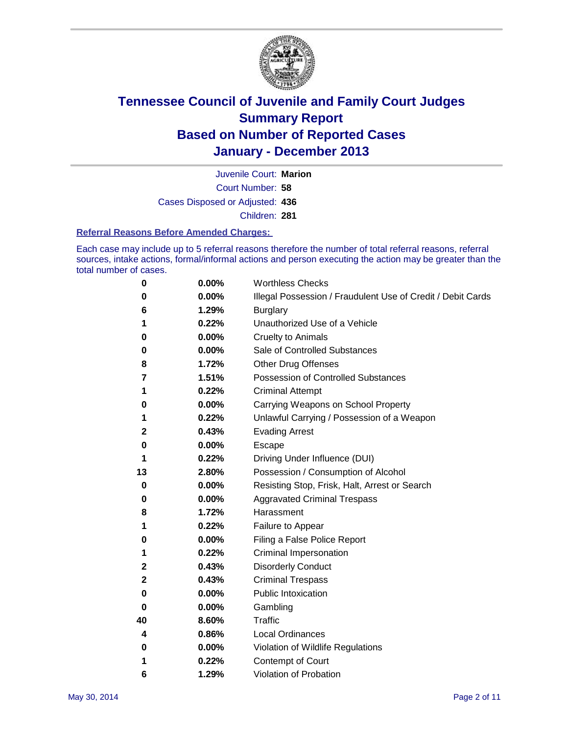# Tennessee Council of Juvenile and Family Court Judges
## Summary Report
## Based on Number of Reported Cases
## January - December 2013

Juvenile Court: **Marion**

Court Number: **58**

Cases Disposed or Adjusted: **436**

Children: **281**

### Referral Reasons Before Amended Charges:

Each case may include up to 5 referral reasons therefore the number of total referral reasons, referral sources, intake actions, formal/informal actions and person executing the action may be greater than the total number of cases.

| Count | Percent | Referral Reason |
|---|---|---|
| 0 | 0.00% | Worthless Checks |
| 0 | 0.00% | Illegal Possession / Fraudulent Use of Credit / Debit Cards |
| 6 | 1.29% | Burglary |
| 1 | 0.22% | Unauthorized Use of a Vehicle |
| 0 | 0.00% | Cruelty to Animals |
| 0 | 0.00% | Sale of Controlled Substances |
| 8 | 1.72% | Other Drug Offenses |
| 7 | 1.51% | Possession of Controlled Substances |
| 1 | 0.22% | Criminal Attempt |
| 0 | 0.00% | Carrying Weapons on School Property |
| 1 | 0.22% | Unlawful Carrying / Possession of a Weapon |
| 2 | 0.43% | Evading Arrest |
| 0 | 0.00% | Escape |
| 1 | 0.22% | Driving Under Influence (DUI) |
| 13 | 2.80% | Possession / Consumption of Alcohol |
| 0 | 0.00% | Resisting Stop, Frisk, Halt, Arrest or Search |
| 0 | 0.00% | Aggravated Criminal Trespass |
| 8 | 1.72% | Harassment |
| 1 | 0.22% | Failure to Appear |
| 0 | 0.00% | Filing a False Police Report |
| 1 | 0.22% | Criminal Impersonation |
| 2 | 0.43% | Disorderly Conduct |
| 2 | 0.43% | Criminal Trespass |
| 0 | 0.00% | Public Intoxication |
| 0 | 0.00% | Gambling |
| 40 | 8.60% | Traffic |
| 4 | 0.86% | Local Ordinances |
| 0 | 0.00% | Violation of Wildlife Regulations |
| 1 | 0.22% | Contempt of Court |
| 6 | 1.29% | Violation of Probation |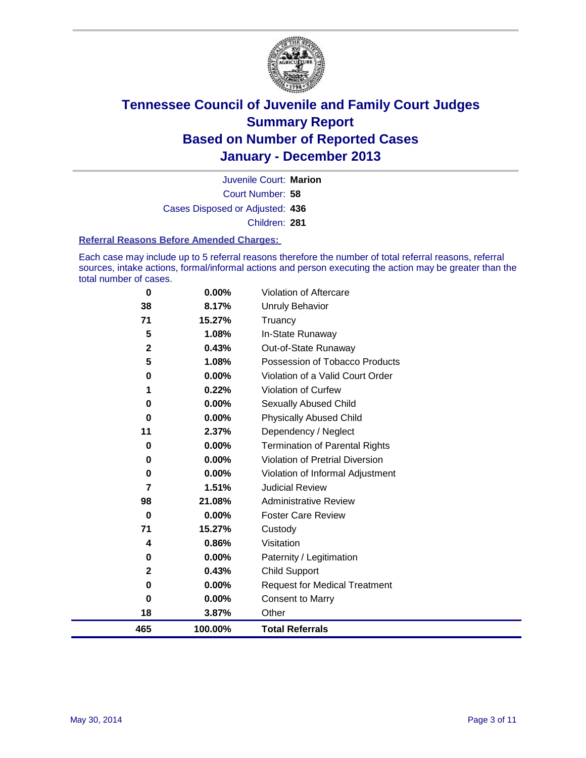# Tennessee Council of Juvenile and Family Court Judges
## Summary Report
## Based on Number of Reported Cases
## January - December 2013

Juvenile Court: **Marion**

Court Number: **58**

Cases Disposed or Adjusted: **436**

Children: **281**

**Referral Reasons Before Amended Charges:**

Each case may include up to 5 referral reasons therefore the number of total referral reasons, referral sources, intake actions, formal/informal actions and person executing the action may be greater than the total number of cases.

| | | |
|---|---|---|
| 0 | 0.00% | Violation of Aftercare |
| 38 | 8.17% | Unruly Behavior |
| 71 | 15.27% | Truancy |
| 5 | 1.08% | In-State Runaway |
| 2 | 0.43% | Out-of-State Runaway |
| 5 | 1.08% | Possession of Tobacco Products |
| 0 | 0.00% | Violation of a Valid Court Order |
| 1 | 0.22% | Violation of Curfew |
| 0 | 0.00% | Sexually Abused Child |
| 0 | 0.00% | Physically Abused Child |
| 11 | 2.37% | Dependency / Neglect |
| 0 | 0.00% | Termination of Parental Rights |
| 0 | 0.00% | Violation of Pretrial Diversion |
| 0 | 0.00% | Violation of Informal Adjustment |
| 7 | 1.51% | Judicial Review |
| 98 | 21.08% | Administrative Review |
| 0 | 0.00% | Foster Care Review |
| 71 | 15.27% | Custody |
| 4 | 0.86% | Visitation |
| 0 | 0.00% | Paternity / Legitimation |
| 2 | 0.43% | Child Support |
| 0 | 0.00% | Request for Medical Treatment |
| 0 | 0.00% | Consent to Marry |
| 18 | 3.87% | Other |
| **465** | **100.00%** | **Total Referrals** |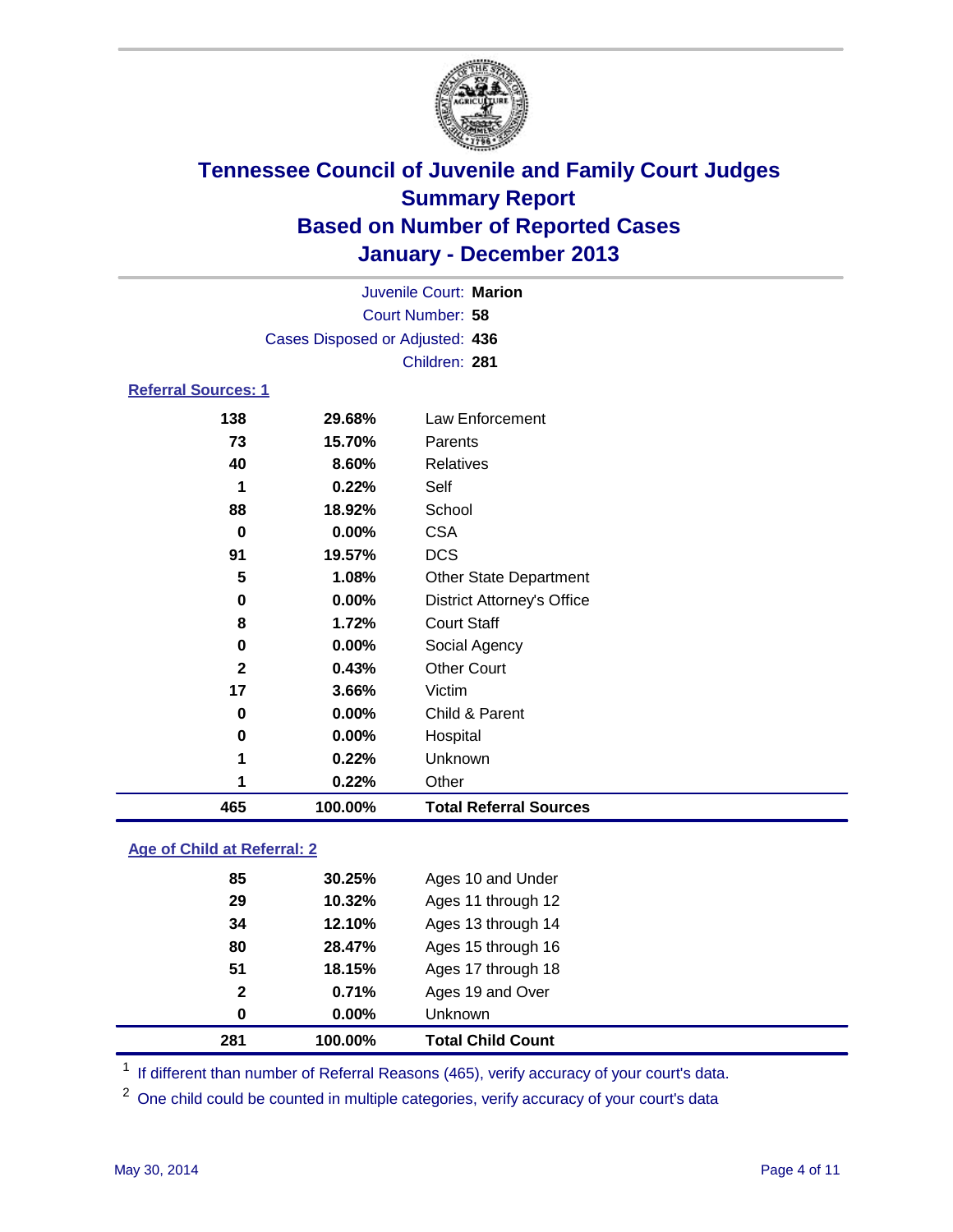# Tennessee Council of Juvenile and Family Court Judges
## Summary Report
## Based on Number of Reported Cases
## January - December 2013

Juvenile Court: **Marion**
Court Number: **58**
Cases Disposed or Adjusted: **436**
Children: **281**

### Referral Sources: 1

| | | |
|---|---|---|
| **138** | **29.68%** | Law Enforcement |
| **73** | **15.70%** | Parents |
| **40** | **8.60%** | Relatives |
| **1** | **0.22%** | Self |
| **88** | **18.92%** | School |
| **0** | **0.00%** | CSA |
| **91** | **19.57%** | DCS |
| **5** | **1.08%** | Other State Department |
| **0** | **0.00%** | District Attorney's Office |
| **8** | **1.72%** | Court Staff |
| **0** | **0.00%** | Social Agency |
| **2** | **0.43%** | Other Court |
| **17** | **3.66%** | Victim |
| **0** | **0.00%** | Child & Parent |
| **0** | **0.00%** | Hospital |
| **1** | **0.22%** | Unknown |
| **1** | **0.22%** | Other |
| **465** | **100.00%** | **Total Referral Sources** |

### Age of Child at Referral: 2

| | | |
|---|---|---|
| **85** | **30.25%** | Ages 10 and Under |
| **29** | **10.32%** | Ages 11 through 12 |
| **34** | **12.10%** | Ages 13 through 14 |
| **80** | **28.47%** | Ages 15 through 16 |
| **51** | **18.15%** | Ages 17 through 18 |
| **2** | **0.71%** | Ages 19 and Over |
| **0** | **0.00%** | Unknown |
| **281** | **100.00%** | **Total Child Count** |

[1] If different than number of Referral Reasons (465), verify accuracy of your court's data.

[2] One child could be counted in multiple categories, verify accuracy of your court's data

May 30, 2014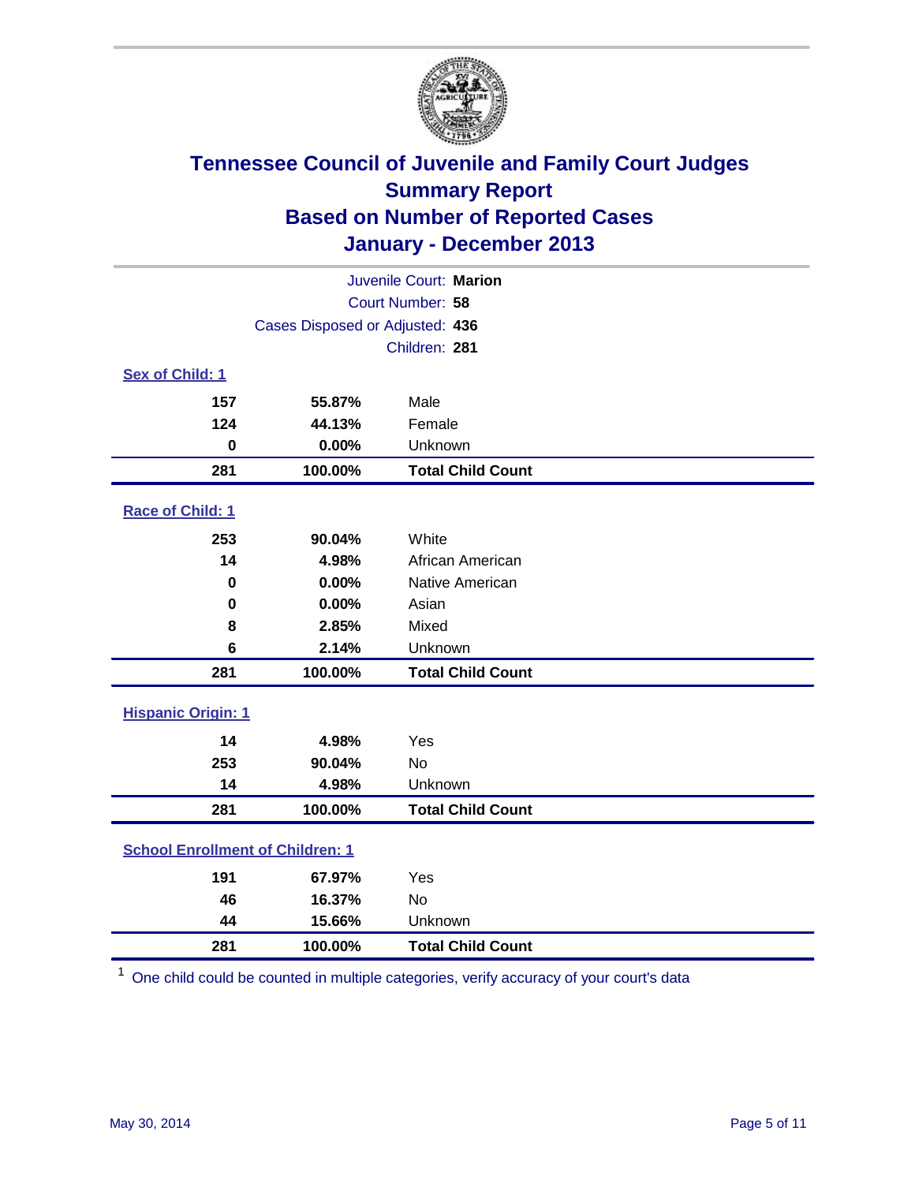# Tennessee Council of Juvenile and Family Court Judges
## Summary Report
## Based on Number of Reported Cases
## January - December 2013

Juvenile Court: **Marion**

Court Number: **58**

Cases Disposed or Adjusted: **436**

Children: **281**

### Sex of Child: 1

| Count | Percent | Category |
|---|---|---|
| 157 | 55.87% | Male |
| 124 | 44.13% | Female |
| 0 | 0.00% | Unknown |
| **281** | **100.00%** | **Total Child Count** |

### Race of Child: 1

| Count | Percent | Category |
|---|---|---|
| 253 | 90.04% | White |
| 14 | 4.98% | African American |
| 0 | 0.00% | Native American |
| 0 | 0.00% | Asian |
| 8 | 2.85% | Mixed |
| 6 | 2.14% | Unknown |
| **281** | **100.00%** | **Total Child Count** |

### Hispanic Origin: 1

| Count | Percent | Category |
|---|---|---|
| 14 | 4.98% | Yes |
| 253 | 90.04% | No |
| 14 | 4.98% | Unknown |
| **281** | **100.00%** | **Total Child Count** |

### School Enrollment of Children: 1

| Count | Percent | Category |
|---|---|---|
| 191 | 67.97% | Yes |
| 46 | 16.37% | No |
| 44 | 15.66% | Unknown |
| **281** | **100.00%** | **Total Child Count** |

[1] One child could be counted in multiple categories, verify accuracy of your court's data

May 30, 2014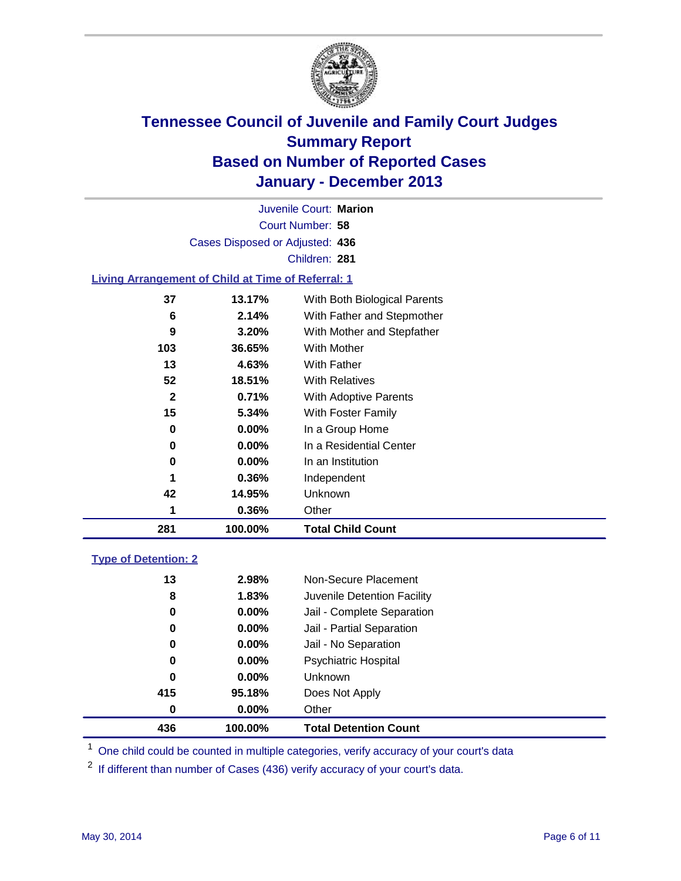# Tennessee Council of Juvenile and Family Court Judges
## Summary Report
## Based on Number of Reported Cases
## January - December 2013

Juvenile Court: **Marion**
Court Number: **58**
Cases Disposed or Adjusted: **436**
Children: **281**

### Living Arrangement of Child at Time of Referral: 1

| Count | Percent | Category |
|---|---|---|
| 37 | 13.17% | With Both Biological Parents |
| 6 | 2.14% | With Father and Stepmother |
| 9 | 3.20% | With Mother and Stepfather |
| 103 | 36.65% | With Mother |
| 13 | 4.63% | With Father |
| 52 | 18.51% | With Relatives |
| 2 | 0.71% | With Adoptive Parents |
| 15 | 5.34% | With Foster Family |
| 0 | 0.00% | In a Group Home |
| 0 | 0.00% | In a Residential Center |
| 0 | 0.00% | In an Institution |
| 1 | 0.36% | Independent |
| 42 | 14.95% | Unknown |
| 1 | 0.36% | Other |
| **281** | **100.00%** | **Total Child Count** |

### Type of Detention: 2

| Count | Percent | Category |
|---|---|---|
| 13 | 2.98% | Non-Secure Placement |
| 8 | 1.83% | Juvenile Detention Facility |
| 0 | 0.00% | Jail - Complete Separation |
| 0 | 0.00% | Jail - Partial Separation |
| 0 | 0.00% | Jail - No Separation |
| 0 | 0.00% | Psychiatric Hospital |
| 0 | 0.00% | Unknown |
| 415 | 95.18% | Does Not Apply |
| 0 | 0.00% | Other |
| **436** | **100.00%** | **Total Detention Count** |

[1] One child could be counted in multiple categories, verify accuracy of your court's data

[2] If different than number of Cases (436) verify accuracy of your court's data.

May 30, 2014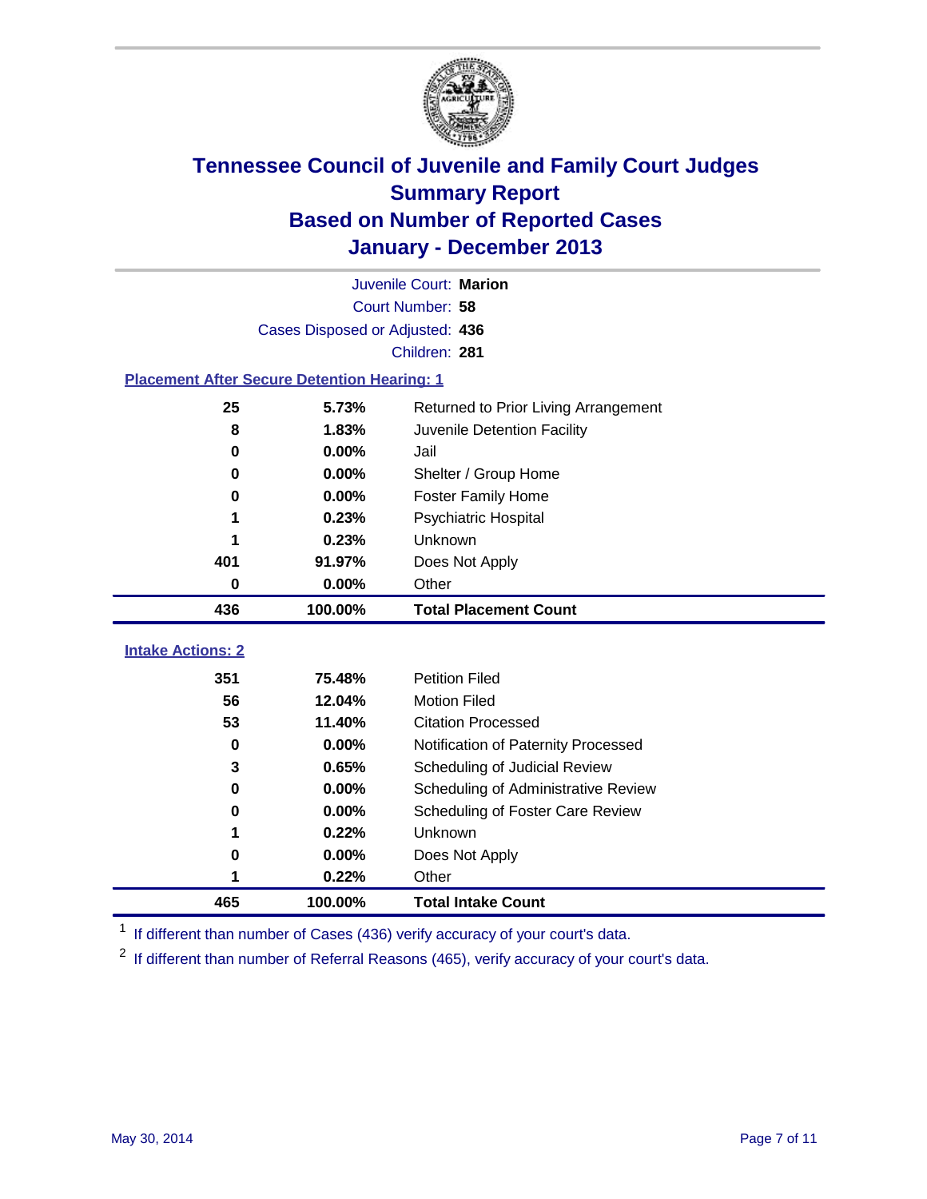# Tennessee Council of Juvenile and Family Court Judges
## Summary Report
## Based on Number of Reported Cases
## January - December 2013

Juvenile Court: **Marion**
Court Number: **58**
Cases Disposed or Adjusted: **436**
Children: **281**

### Placement After Secure Detention Hearing: 1

| Count | Percent | Placement |
|---|---|---|
| 25 | 5.73% | Returned to Prior Living Arrangement |
| 8 | 1.83% | Juvenile Detention Facility |
| 0 | 0.00% | Jail |
| 0 | 0.00% | Shelter / Group Home |
| 0 | 0.00% | Foster Family Home |
| 1 | 0.23% | Psychiatric Hospital |
| 1 | 0.23% | Unknown |
| 401 | 91.97% | Does Not Apply |
| 0 | 0.00% | Other |
| **436** | **100.00%** | **Total Placement Count** |

### Intake Actions: 2

| Count | Percent | Intake Action |
|---|---|---|
| 351 | 75.48% | Petition Filed |
| 56 | 12.04% | Motion Filed |
| 53 | 11.40% | Citation Processed |
| 0 | 0.00% | Notification of Paternity Processed |
| 3 | 0.65% | Scheduling of Judicial Review |
| 0 | 0.00% | Scheduling of Administrative Review |
| 0 | 0.00% | Scheduling of Foster Care Review |
| 1 | 0.22% | Unknown |
| 0 | 0.00% | Does Not Apply |
| 1 | 0.22% | Other |
| **465** | **100.00%** | **Total Intake Count** |

[1] If different than number of Cases (436) verify accuracy of your court's data.

[2] If different than number of Referral Reasons (465), verify accuracy of your court's data.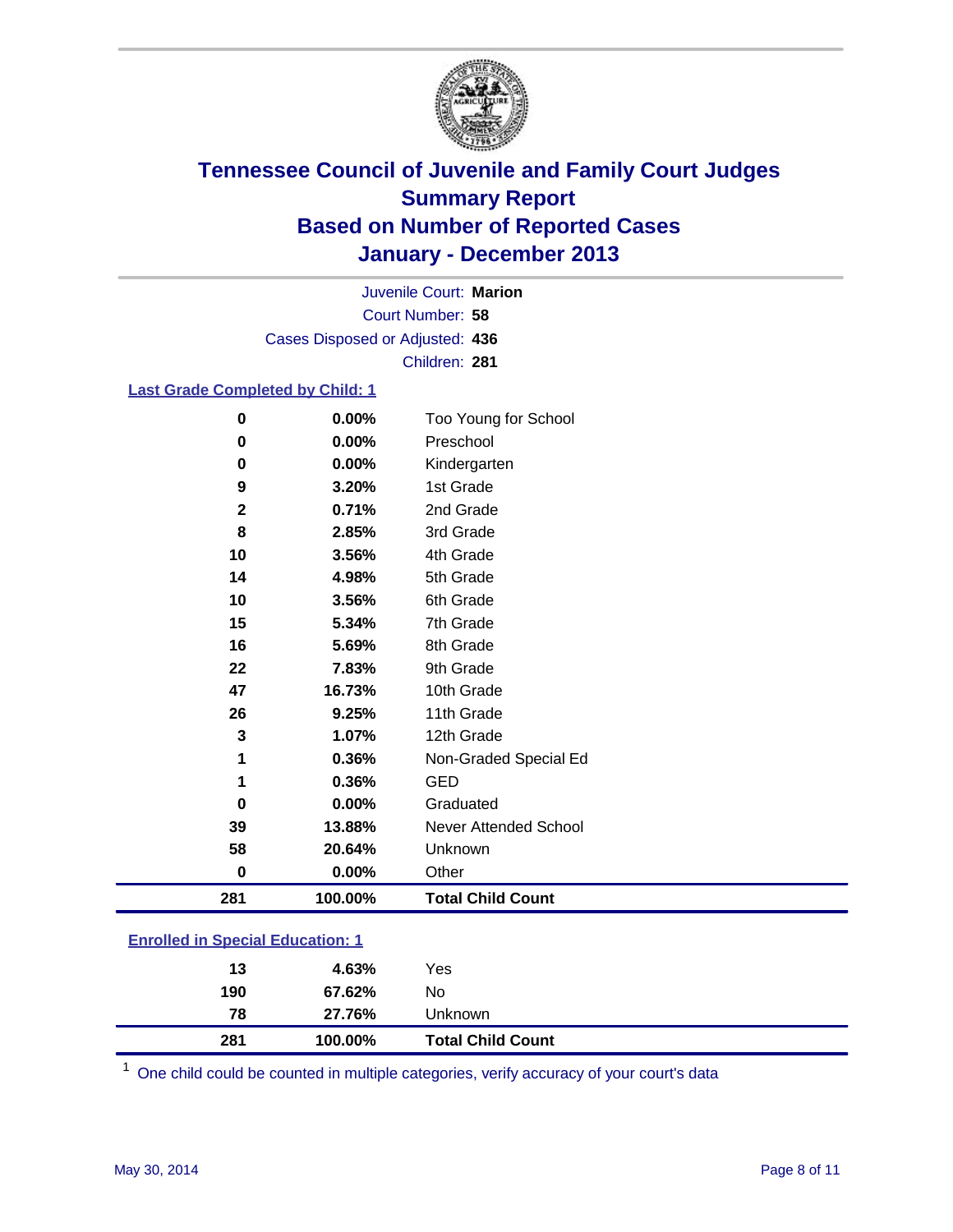# Tennessee Council of Juvenile and Family Court Judges
## Summary Report
## Based on Number of Reported Cases
## January - December 2013

Juvenile Court: **Marion**
Court Number: **58**
Cases Disposed or Adjusted: **436**
Children: **281**

### Last Grade Completed by Child: 1

| Count | Percent | Category |
|---|---|---|
| 0 | 0.00% | Too Young for School |
| 0 | 0.00% | Preschool |
| 0 | 0.00% | Kindergarten |
| 9 | 3.20% | 1st Grade |
| 2 | 0.71% | 2nd Grade |
| 8 | 2.85% | 3rd Grade |
| 10 | 3.56% | 4th Grade |
| 14 | 4.98% | 5th Grade |
| 10 | 3.56% | 6th Grade |
| 15 | 5.34% | 7th Grade |
| 16 | 5.69% | 8th Grade |
| 22 | 7.83% | 9th Grade |
| 47 | 16.73% | 10th Grade |
| 26 | 9.25% | 11th Grade |
| 3 | 1.07% | 12th Grade |
| 1 | 0.36% | Non-Graded Special Ed |
| 1 | 0.36% | GED |
| 0 | 0.00% | Graduated |
| 39 | 13.88% | Never Attended School |
| 58 | 20.64% | Unknown |
| 0 | 0.00% | Other |
| **281** | **100.00%** | **Total Child Count** |

### Enrolled in Special Education: 1

| Count | Percent | Category |
|---|---|---|
| 13 | 4.63% | Yes |
| 190 | 67.62% | No |
| 78 | 27.76% | Unknown |
| **281** | **100.00%** | **Total Child Count** |

[1] One child could be counted in multiple categories, verify accuracy of your court's data

May 30, 2014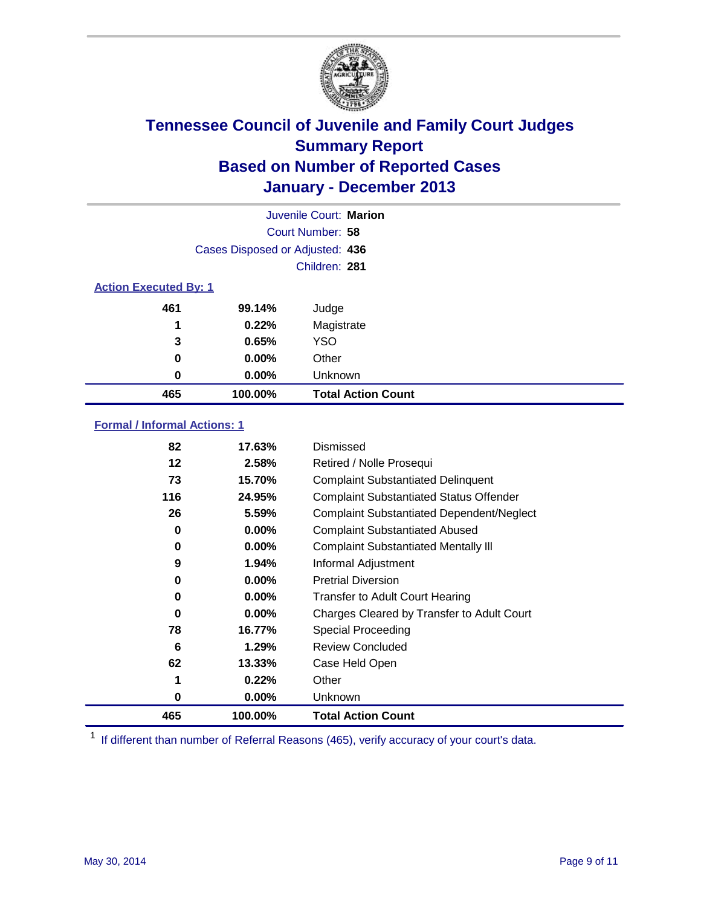# Tennessee Council of Juvenile and Family Court Judges
## Summary Report
## Based on Number of Reported Cases
## January - December 2013

Juvenile Court: **Marion**
Court Number: **58**
Cases Disposed or Adjusted: **436**
Children: **281**

### Action Executed By: 1

| | | |
|---|---|---|
| 461 | 99.14% | Judge |
| 1 | 0.22% | Magistrate |
| 3 | 0.65% | YSO |
| 0 | 0.00% | Other |
| 0 | 0.00% | Unknown |
| **465** | **100.00%** | **Total Action Count** |

### Formal / Informal Actions: 1

| | | |
|---|---|---|
| 82 | 17.63% | Dismissed |
| 12 | 2.58% | Retired / Nolle Prosequi |
| 73 | 15.70% | Complaint Substantiated Delinquent |
| 116 | 24.95% | Complaint Substantiated Status Offender |
| 26 | 5.59% | Complaint Substantiated Dependent/Neglect |
| 0 | 0.00% | Complaint Substantiated Abused |
| 0 | 0.00% | Complaint Substantiated Mentally Ill |
| 9 | 1.94% | Informal Adjustment |
| 0 | 0.00% | Pretrial Diversion |
| 0 | 0.00% | Transfer to Adult Court Hearing |
| 0 | 0.00% | Charges Cleared by Transfer to Adult Court |
| 78 | 16.77% | Special Proceeding |
| 6 | 1.29% | Review Concluded |
| 62 | 13.33% | Case Held Open |
| 1 | 0.22% | Other |
| 0 | 0.00% | Unknown |
| **465** | **100.00%** | **Total Action Count** |

[1] If different than number of Referral Reasons (465), verify accuracy of your court's data.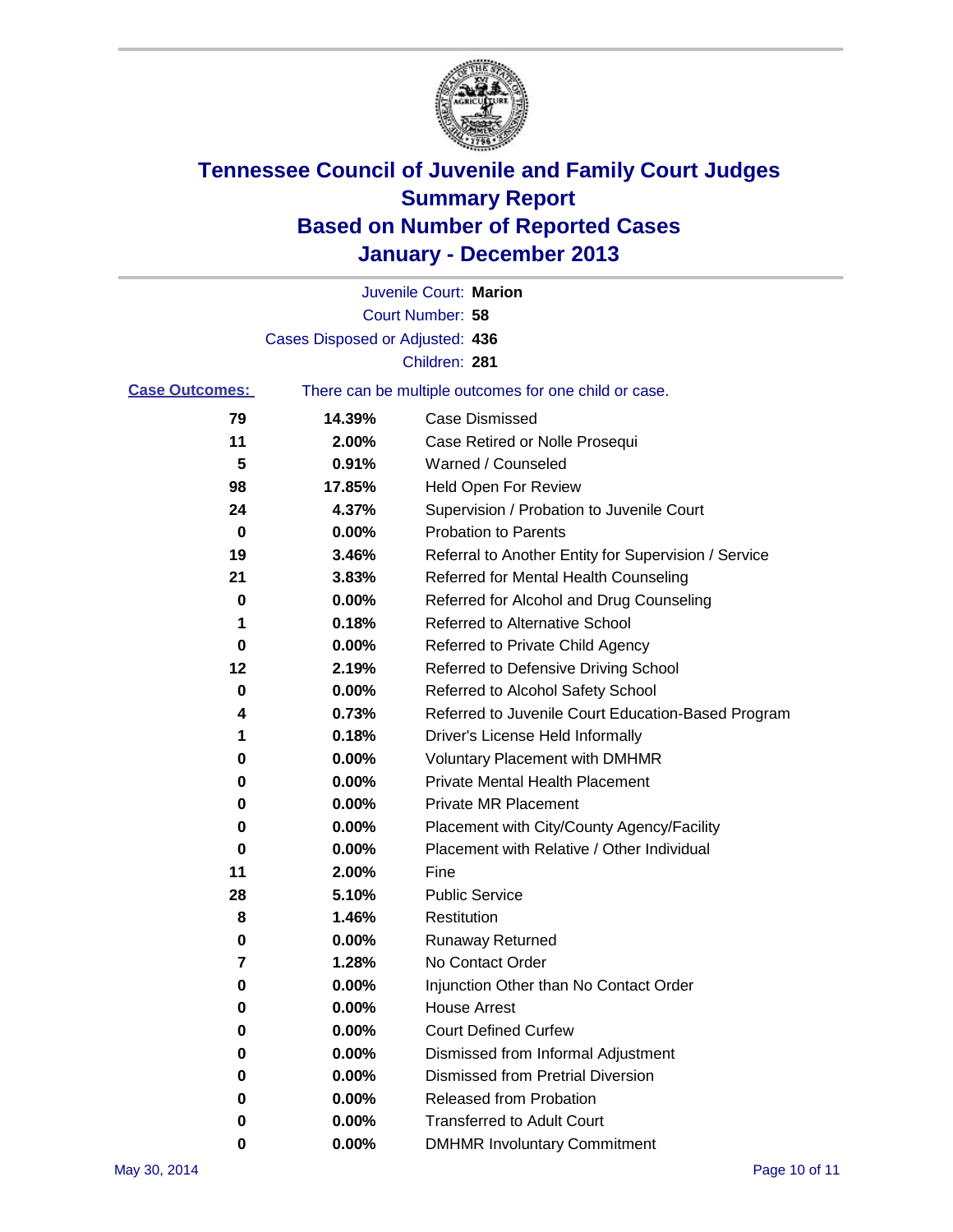# Tennessee Council of Juvenile and Family Court Judges
## Summary Report
## Based on Number of Reported Cases
## January - December 2013

Juvenile Court: **Marion**
Court Number: **58**
Cases Disposed or Adjusted: **436**
Children: **281**

**Case Outcomes:** There can be multiple outcomes for one child or case.

| Count | Percent | Outcome |
|---|---|---|
| 79 | 14.39% | Case Dismissed |
| 11 | 2.00% | Case Retired or Nolle Prosequi |
| 5 | 0.91% | Warned / Counseled |
| 98 | 17.85% | Held Open For Review |
| 24 | 4.37% | Supervision / Probation to Juvenile Court |
| 0 | 0.00% | Probation to Parents |
| 19 | 3.46% | Referral to Another Entity for Supervision / Service |
| 21 | 3.83% | Referred for Mental Health Counseling |
| 0 | 0.00% | Referred for Alcohol and Drug Counseling |
| 1 | 0.18% | Referred to Alternative School |
| 0 | 0.00% | Referred to Private Child Agency |
| 12 | 2.19% | Referred to Defensive Driving School |
| 0 | 0.00% | Referred to Alcohol Safety School |
| 4 | 0.73% | Referred to Juvenile Court Education-Based Program |
| 1 | 0.18% | Driver's License Held Informally |
| 0 | 0.00% | Voluntary Placement with DMHMR |
| 0 | 0.00% | Private Mental Health Placement |
| 0 | 0.00% | Private MR Placement |
| 0 | 0.00% | Placement with City/County Agency/Facility |
| 0 | 0.00% | Placement with Relative / Other Individual |
| 11 | 2.00% | Fine |
| 28 | 5.10% | Public Service |
| 8 | 1.46% | Restitution |
| 0 | 0.00% | Runaway Returned |
| 7 | 1.28% | No Contact Order |
| 0 | 0.00% | Injunction Other than No Contact Order |
| 0 | 0.00% | House Arrest |
| 0 | 0.00% | Court Defined Curfew |
| 0 | 0.00% | Dismissed from Informal Adjustment |
| 0 | 0.00% | Dismissed from Pretrial Diversion |
| 0 | 0.00% | Released from Probation |
| 0 | 0.00% | Transferred to Adult Court |
| 0 | 0.00% | DMHMR Involuntary Commitment |

May 30, 2014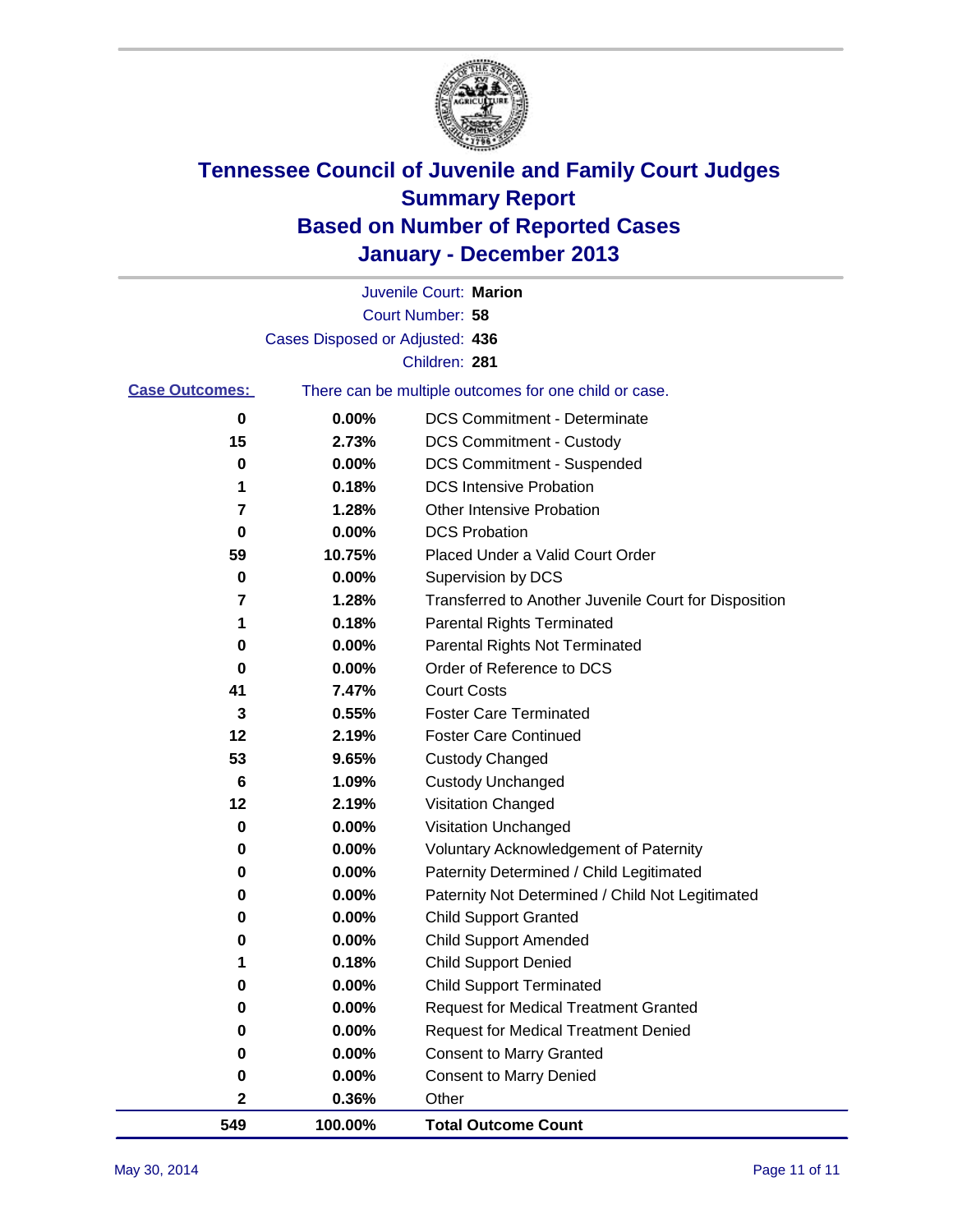# Tennessee Council of Juvenile and Family Court Judges
## Summary Report
## Based on Number of Reported Cases
## January - December 2013

Juvenile Court: **Marion**

Court Number: **58**

Cases Disposed or Adjusted: **436**

Children: **281**

**Case Outcomes:** There can be multiple outcomes for one child or case.

| | | |
|---|---|---|
| 0 | 0.00% | DCS Commitment - Determinate |
| 15 | 2.73% | DCS Commitment - Custody |
| 0 | 0.00% | DCS Commitment - Suspended |
| 1 | 0.18% | DCS Intensive Probation |
| 7 | 1.28% | Other Intensive Probation |
| 0 | 0.00% | DCS Probation |
| 59 | 10.75% | Placed Under a Valid Court Order |
| 0 | 0.00% | Supervision by DCS |
| 7 | 1.28% | Transferred to Another Juvenile Court for Disposition |
| 1 | 0.18% | Parental Rights Terminated |
| 0 | 0.00% | Parental Rights Not Terminated |
| 0 | 0.00% | Order of Reference to DCS |
| 41 | 7.47% | Court Costs |
| 3 | 0.55% | Foster Care Terminated |
| 12 | 2.19% | Foster Care Continued |
| 53 | 9.65% | Custody Changed |
| 6 | 1.09% | Custody Unchanged |
| 12 | 2.19% | Visitation Changed |
| 0 | 0.00% | Visitation Unchanged |
| 0 | 0.00% | Voluntary Acknowledgement of Paternity |
| 0 | 0.00% | Paternity Determined / Child Legitimated |
| 0 | 0.00% | Paternity Not Determined / Child Not Legitimated |
| 0 | 0.00% | Child Support Granted |
| 0 | 0.00% | Child Support Amended |
| 1 | 0.18% | Child Support Denied |
| 0 | 0.00% | Child Support Terminated |
| 0 | 0.00% | Request for Medical Treatment Granted |
| 0 | 0.00% | Request for Medical Treatment Denied |
| 0 | 0.00% | Consent to Marry Granted |
| 0 | 0.00% | Consent to Marry Denied |
| 2 | 0.36% | Other |
| **549** | **100.00%** | **Total Outcome Count** |